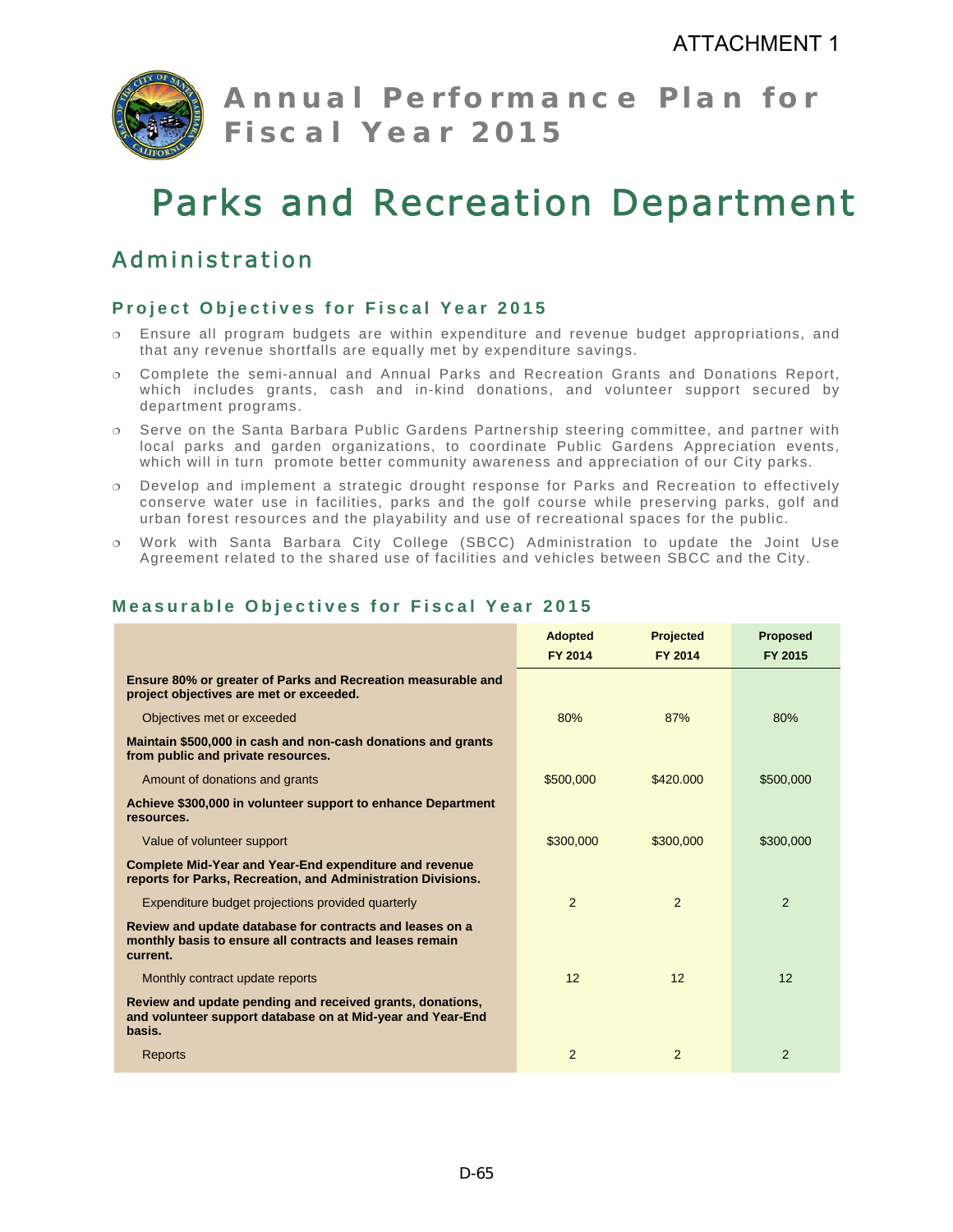ATTACHMENT 1

# Annual Performance Plan for Fiscal Year 2015

# Parks and Recreation Department

## Administration

### Project Objectives for Fiscal Year 2015

- Ensure all program budgets are within expenditure and revenue budget appropriations, and that any revenue shortfalls are equally met by expenditure savings.
- Complete the semi-annual and Annual Parks and Recreation Grants and Donations Report, which includes grants, cash and in-kind donations, and volunteer support secured by department programs.
- Serve on the Santa Barbara Public Gardens Partnership steering committee, and partner with local parks and garden organizations, to coordinate Public Gardens Appreciation events, which will in turn promote better community awareness and appreciation of our City parks.
- Develop and implement a strategic drought response for Parks and Recreation to effectively conserve water use in facilities, parks and the golf course while preserving parks, golf and urban forest resources and the playability and use of recreational spaces for the public.
- Work with Santa Barbara City College (SBCC) Administration to update the Joint Use Agreement related to the shared use of facilities and vehicles between SBCC and the City.

### Measurable Objectives for Fiscal Year 2015

| | Adopted FY 2014 | Projected FY 2014 | Proposed FY 2015 |
|---|---|---|---|
| **Ensure 80% or greater of Parks and Recreation measurable and project objectives are met or exceeded.** | | | |
| Objectives met or exceeded | 80% | 87% | 80% |
| **Maintain $500,000 in cash and non-cash donations and grants from public and private resources.** | | | |
| Amount of donations and grants | $500,000 | $420.000 | $500,000 |
| **Achieve $300,000 in volunteer support to enhance Department resources.** | | | |
| Value of volunteer support | $300,000 | $300,000 | $300,000 |
| **Complete Mid-Year and Year-End expenditure and revenue reports for Parks, Recreation, and Administration Divisions.** | | | |
| Expenditure budget projections provided quarterly | 2 | 2 | 2 |
| **Review and update database for contracts and leases on a monthly basis to ensure all contracts and leases remain current.** | | | |
| Monthly contract update reports | 12 | 12 | 12 |
| **Review and update pending and received grants, donations, and volunteer support database on at Mid-year and Year-End basis.** | | | |
| Reports | 2 | 2 | 2 |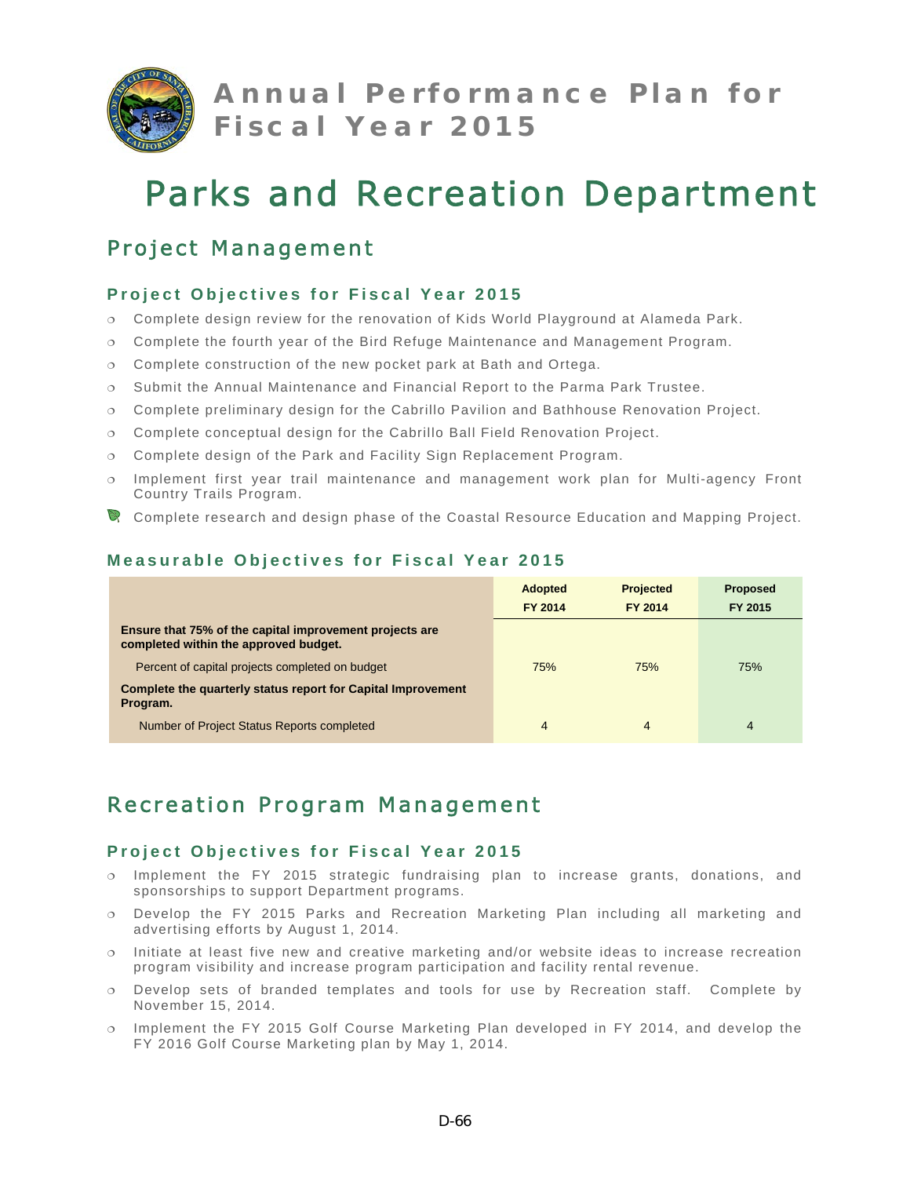# Annual Performance Plan for Fiscal Year 2015

# Parks and Recreation Department

## Project Management

### Project Objectives for Fiscal Year 2015

- Complete design review for the renovation of Kids World Playground at Alameda Park.
- Complete the fourth year of the Bird Refuge Maintenance and Management Program.
- Complete construction of the new pocket park at Bath and Ortega.
- Submit the Annual Maintenance and Financial Report to the Parma Park Trustee.
- Complete preliminary design for the Cabrillo Pavilion and Bathhouse Renovation Project.
- Complete conceptual design for the Cabrillo Ball Field Renovation Project.
- Complete design of the Park and Facility Sign Replacement Program.
- Implement first year trail maintenance and management work plan for Multi-agency Front Country Trails Program.
- Complete research and design phase of the Coastal Resource Education and Mapping Project.

### Measurable Objectives for Fiscal Year 2015

| | Adopted FY 2014 | Projected FY 2014 | Proposed FY 2015 |
|---|---|---|---|
| **Ensure that 75% of the capital improvement projects are completed within the approved budget.** | | | |
| Percent of capital projects completed on budget | 75% | 75% | 75% |
| **Complete the quarterly status report for Capital Improvement Program.** | | | |
| Number of Project Status Reports completed | 4 | 4 | 4 |

## Recreation Program Management

### Project Objectives for Fiscal Year 2015

- Implement the FY 2015 strategic fundraising plan to increase grants, donations, and sponsorships to support Department programs.
- Develop the FY 2015 Parks and Recreation Marketing Plan including all marketing and advertising efforts by August 1, 2014.
- Initiate at least five new and creative marketing and/or website ideas to increase recreation program visibility and increase program participation and facility rental revenue.
- Develop sets of branded templates and tools for use by Recreation staff. Complete by November 15, 2014.
- Implement the FY 2015 Golf Course Marketing Plan developed in FY 2014, and develop the FY 2016 Golf Course Marketing plan by May 1, 2014.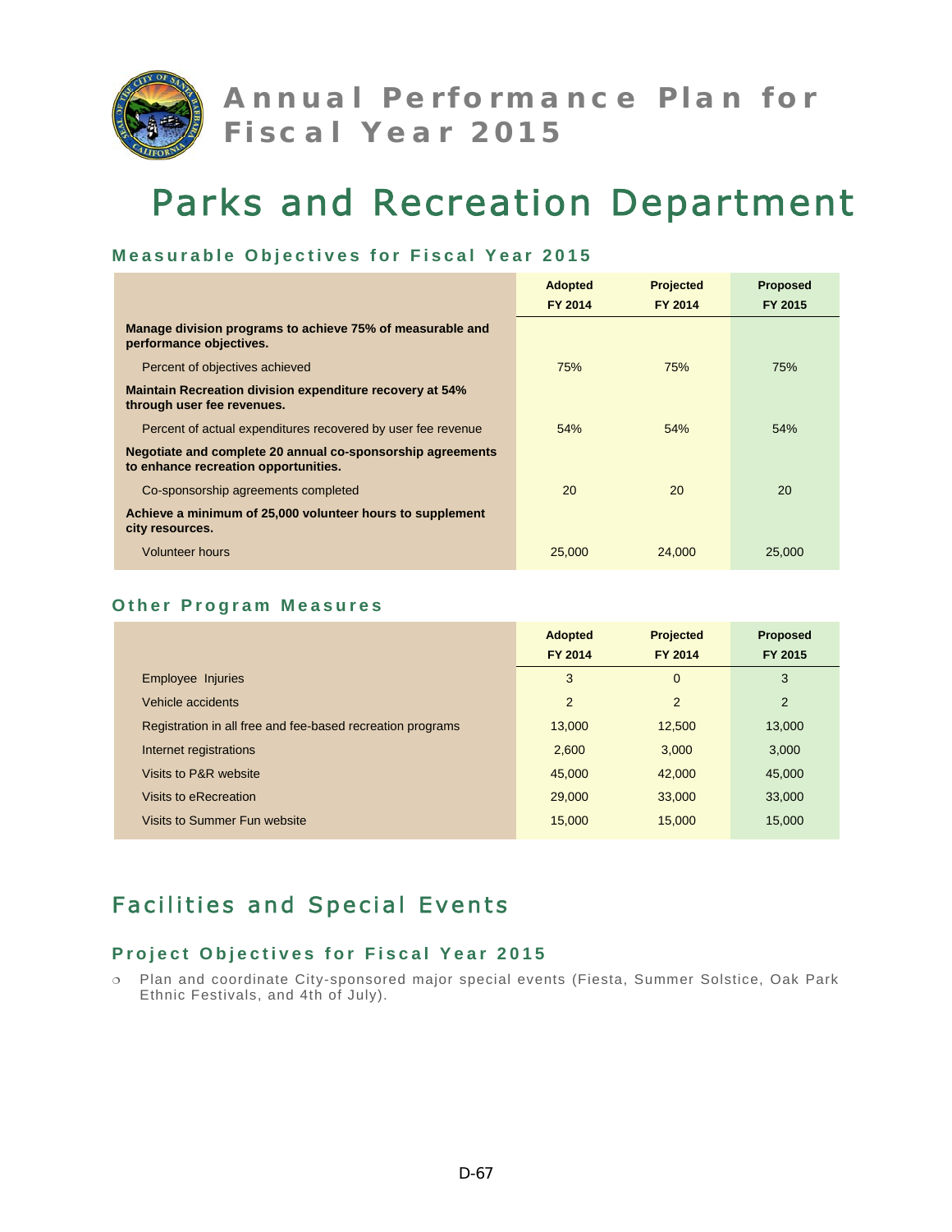# Annual Performance Plan for Fiscal Year 2015

# Parks and Recreation Department

### Measurable Objectives for Fiscal Year 2015

| | Adopted FY 2014 | Projected FY 2014 | Proposed FY 2015 |
|---|---|---|---|
| **Manage division programs to achieve 75% of measurable and performance objectives.** | | | |
| Percent of objectives achieved | 75% | 75% | 75% |
| **Maintain Recreation division expenditure recovery at 54% through user fee revenues.** | | | |
| Percent of actual expenditures recovered by user fee revenue | 54% | 54% | 54% |
| **Negotiate and complete 20 annual co-sponsorship agreements to enhance recreation opportunities.** | | | |
| Co-sponsorship agreements completed | 20 | 20 | 20 |
| **Achieve a minimum of 25,000 volunteer hours to supplement city resources.** | | | |
| Volunteer hours | 25,000 | 24,000 | 25,000 |

### Other Program Measures

| | Adopted FY 2014 | Projected FY 2014 | Proposed FY 2015 |
|---|---|---|---|
| Employee Injuries | 3 | 0 | 3 |
| Vehicle accidents | 2 | 2 | 2 |
| Registration in all free and fee-based recreation programs | 13,000 | 12,500 | 13,000 |
| Internet registrations | 2,600 | 3,000 | 3,000 |
| Visits to P&R website | 45,000 | 42,000 | 45,000 |
| Visits to eRecreation | 29,000 | 33,000 | 33,000 |
| Visits to Summer Fun website | 15,000 | 15,000 | 15,000 |

## Facilities and Special Events

### Project Objectives for Fiscal Year 2015

- Plan and coordinate City-sponsored major special events (Fiesta, Summer Solstice, Oak Park Ethnic Festivals, and 4th of July).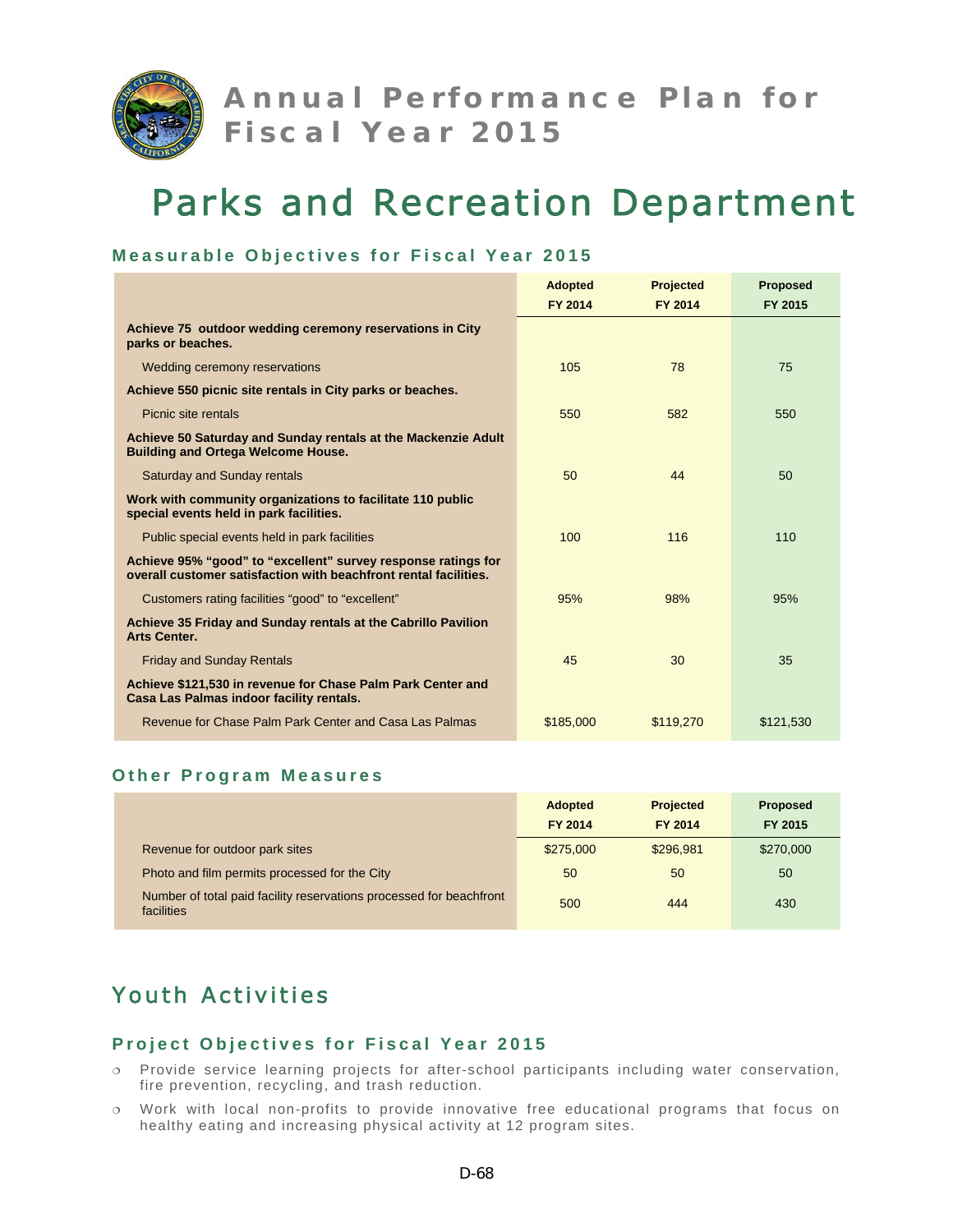# Annual Performance Plan for Fiscal Year 2015

# Parks and Recreation Department

### Measurable Objectives for Fiscal Year 2015

| | Adopted FY 2014 | Projected FY 2014 | Proposed FY 2015 |
|---|---|---|---|
| **Achieve 75 outdoor wedding ceremony reservations in City parks or beaches.** | | | |
| Wedding ceremony reservations | 105 | 78 | 75 |
| **Achieve 550 picnic site rentals in City parks or beaches.** | | | |
| Picnic site rentals | 550 | 582 | 550 |
| **Achieve 50 Saturday and Sunday rentals at the Mackenzie Adult Building and Ortega Welcome House.** | | | |
| Saturday and Sunday rentals | 50 | 44 | 50 |
| **Work with community organizations to facilitate 110 public special events held in park facilities.** | | | |
| Public special events held in park facilities | 100 | 116 | 110 |
| **Achieve 95% "good" to "excellent" survey response ratings for overall customer satisfaction with beachfront rental facilities.** | | | |
| Customers rating facilities "good" to "excellent" | 95% | 98% | 95% |
| **Achieve 35 Friday and Sunday rentals at the Cabrillo Pavilion Arts Center.** | | | |
| Friday and Sunday Rentals | 45 | 30 | 35 |
| **Achieve $121,530 in revenue for Chase Palm Park Center and Casa Las Palmas indoor facility rentals.** | | | |
| Revenue for Chase Palm Park Center and Casa Las Palmas | $185,000 | $119,270 | $121,530 |

### Other Program Measures

| | Adopted FY 2014 | Projected FY 2014 | Proposed FY 2015 |
|---|---|---|---|
| Revenue for outdoor park sites | $275,000 | $296,981 | $270,000 |
| Photo and film permits processed for the City | 50 | 50 | 50 |
| Number of total paid facility reservations processed for beachfront facilities | 500 | 444 | 430 |

## Youth Activities

### Project Objectives for Fiscal Year 2015

- Provide service learning projects for after-school participants including water conservation, fire prevention, recycling, and trash reduction.
- Work with local non-profits to provide innovative free educational programs that focus on healthy eating and increasing physical activity at 12 program sites.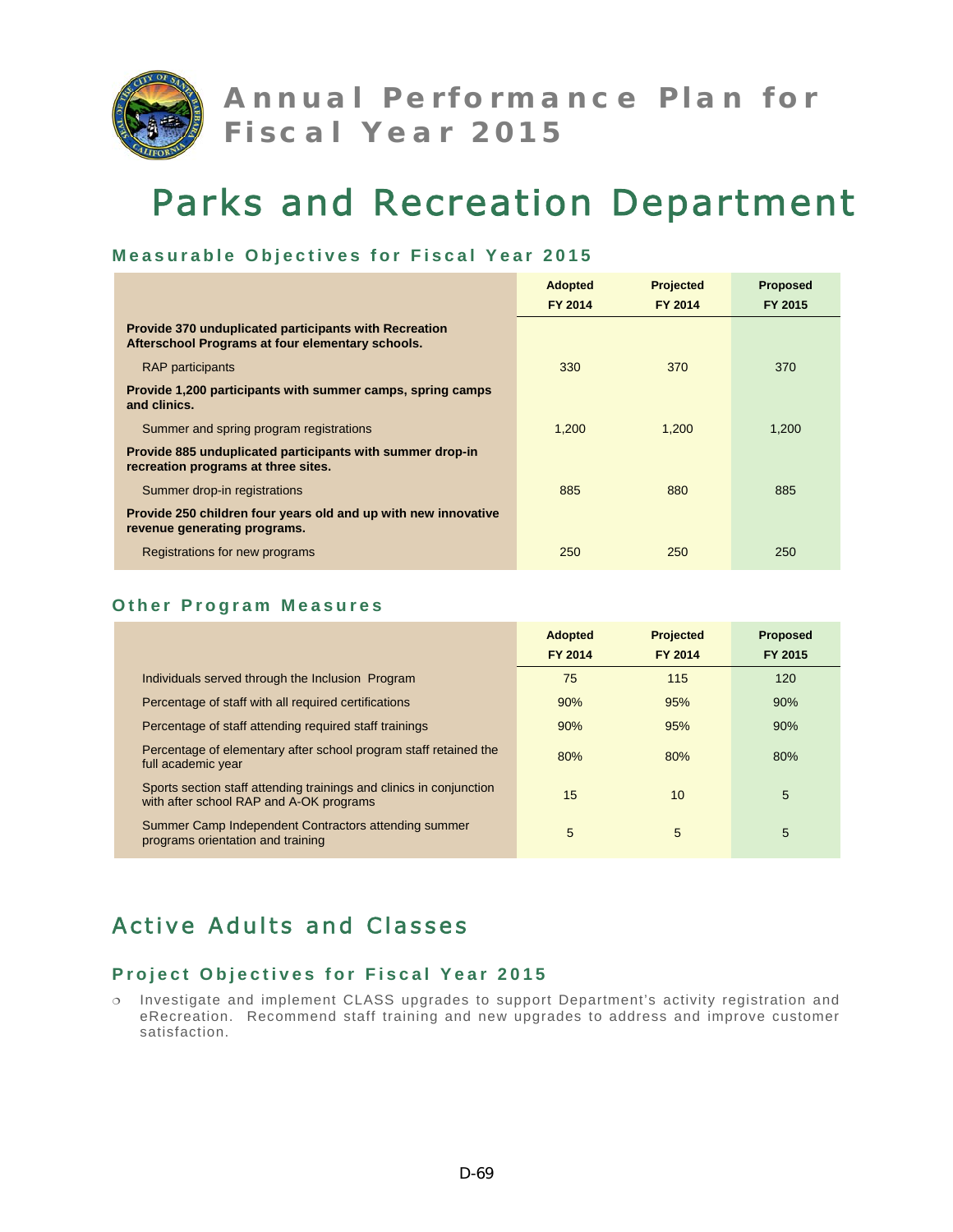# Annual Performance Plan for Fiscal Year 2015

# Parks and Recreation Department

### Measurable Objectives for Fiscal Year 2015

| | Adopted FY 2014 | Projected FY 2014 | Proposed FY 2015 |
|---|---|---|---|
| **Provide 370 unduplicated participants with Recreation Afterschool Programs at four elementary schools.** | | | |
| RAP participants | 330 | 370 | 370 |
| **Provide 1,200 participants with summer camps, spring camps and clinics.** | | | |
| Summer and spring program registrations | 1,200 | 1,200 | 1,200 |
| **Provide 885 unduplicated participants with summer drop-in recreation programs at three sites.** | | | |
| Summer drop-in registrations | 885 | 880 | 885 |
| **Provide 250 children four years old and up with new innovative revenue generating programs.** | | | |
| Registrations for new programs | 250 | 250 | 250 |

### Other Program Measures

| | Adopted FY 2014 | Projected FY 2014 | Proposed FY 2015 |
|---|---|---|---|
| Individuals served through the Inclusion Program | 75 | 115 | 120 |
| Percentage of staff with all required certifications | 90% | 95% | 90% |
| Percentage of staff attending required staff trainings | 90% | 95% | 90% |
| Percentage of elementary after school program staff retained the full academic year | 80% | 80% | 80% |
| Sports section staff attending trainings and clinics in conjunction with after school RAP and A-OK programs | 15 | 10 | 5 |
| Summer Camp Independent Contractors attending summer programs orientation and training | 5 | 5 | 5 |

## Active Adults and Classes

### Project Objectives for Fiscal Year 2015

- Investigate and implement CLASS upgrades to support Department's activity registration and eRecreation. Recommend staff training and new upgrades to address and improve customer satisfaction.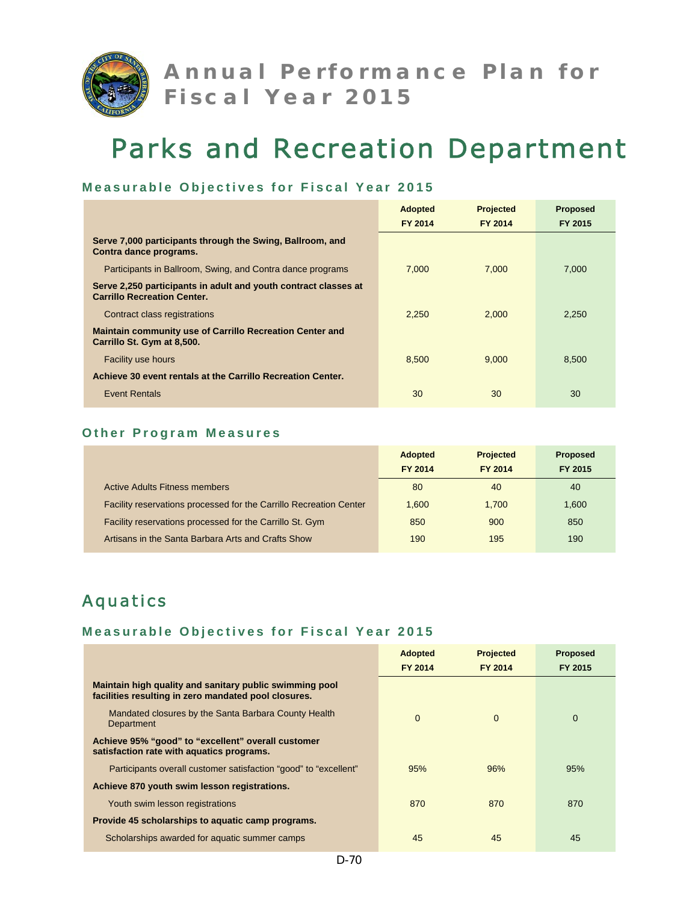# Annual Performance Plan for Fiscal Year 2015

# Parks and Recreation Department

### Measurable Objectives for Fiscal Year 2015

| | Adopted FY 2014 | Projected FY 2014 | Proposed FY 2015 |
|---|---|---|---|
| **Serve 7,000 participants through the Swing, Ballroom, and Contra dance programs.** | | | |
| Participants in Ballroom, Swing, and Contra dance programs | 7,000 | 7,000 | 7,000 |
| **Serve 2,250 participants in adult and youth contract classes at Carrillo Recreation Center.** | | | |
| Contract class registrations | 2,250 | 2,000 | 2,250 |
| **Maintain community use of Carrillo Recreation Center and Carrillo St. Gym at 8,500.** | | | |
| Facility use hours | 8,500 | 9,000 | 8,500 |
| **Achieve 30 event rentals at the Carrillo Recreation Center.** | | | |
| Event Rentals | 30 | 30 | 30 |

### Other Program Measures

| | Adopted FY 2014 | Projected FY 2014 | Proposed FY 2015 |
|---|---|---|---|
| Active Adults Fitness members | 80 | 40 | 40 |
| Facility reservations processed for the Carrillo Recreation Center | 1,600 | 1,700 | 1,600 |
| Facility reservations processed for the Carrillo St. Gym | 850 | 900 | 850 |
| Artisans in the Santa Barbara Arts and Crafts Show | 190 | 195 | 190 |

## Aquatics

### Measurable Objectives for Fiscal Year 2015

| | Adopted FY 2014 | Projected FY 2014 | Proposed FY 2015 |
|---|---|---|---|
| **Maintain high quality and sanitary public swimming pool facilities resulting in zero mandated pool closures.** | | | |
| Mandated closures by the Santa Barbara County Health Department | 0 | 0 | 0 |
| **Achieve 95% "good" to "excellent" overall customer satisfaction rate with aquatics programs.** | | | |
| Participants overall customer satisfaction "good" to "excellent" | 95% | 96% | 95% |
| **Achieve 870 youth swim lesson registrations.** | | | |
| Youth swim lesson registrations | 870 | 870 | 870 |
| **Provide 45 scholarships to aquatic camp programs.** | | | |
| Scholarships awarded for aquatic summer camps | 45 | 45 | 45 |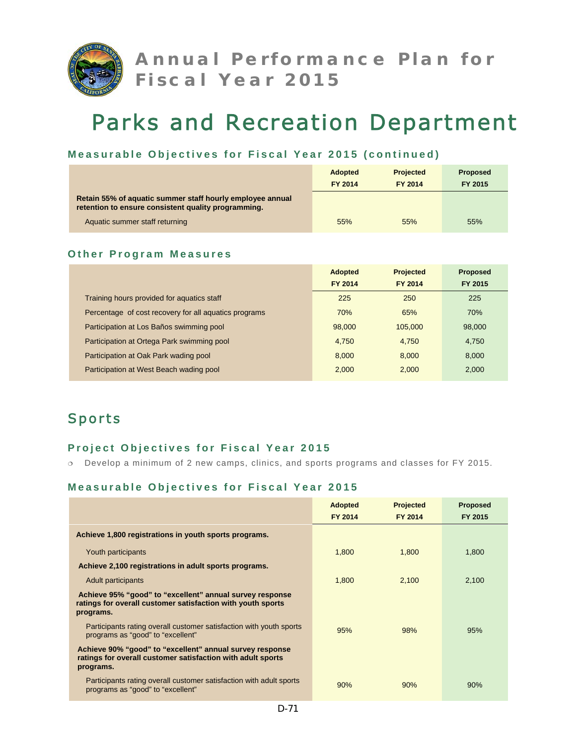# Annual Performance Plan for Fiscal Year 2015

# Parks and Recreation Department

### Measurable Objectives for Fiscal Year 2015 (continued)

| | Adopted FY 2014 | Projected FY 2014 | Proposed FY 2015 |
|---|---|---|---|
| **Retain 55% of aquatic summer staff hourly employee annual retention to ensure consistent quality programming.** | | | |
| Aquatic summer staff returning | 55% | 55% | 55% |

### Other Program Measures

| | Adopted FY 2014 | Projected FY 2014 | Proposed FY 2015 |
|---|---|---|---|
| Training hours provided for aquatics staff | 225 | 250 | 225 |
| Percentage of cost recovery for all aquatics programs | 70% | 65% | 70% |
| Participation at Los Baños swimming pool | 98,000 | 105,000 | 98,000 |
| Participation at Ortega Park swimming pool | 4,750 | 4,750 | 4,750 |
| Participation at Oak Park wading pool | 8,000 | 8,000 | 8,000 |
| Participation at West Beach wading pool | 2,000 | 2,000 | 2,000 |

## Sports

### Project Objectives for Fiscal Year 2015

- Develop a minimum of 2 new camps, clinics, and sports programs and classes for FY 2015.

### Measurable Objectives for Fiscal Year 2015

| | Adopted FY 2014 | Projected FY 2014 | Proposed FY 2015 |
|---|---|---|---|
| **Achieve 1,800 registrations in youth sports programs.** | | | |
| Youth participants | 1,800 | 1,800 | 1,800 |
| **Achieve 2,100 registrations in adult sports programs.** | | | |
| Adult participants | 1,800 | 2,100 | 2,100 |
| **Achieve 95% "good" to "excellent" annual survey response ratings for overall customer satisfaction with youth sports programs.** | | | |
| Participants rating overall customer satisfaction with youth sports programs as "good" to "excellent" | 95% | 98% | 95% |
| **Achieve 90% "good" to "excellent" annual survey response ratings for overall customer satisfaction with adult sports programs.** | | | |
| Participants rating overall customer satisfaction with adult sports programs as "good" to "excellent" | 90% | 90% | 90% |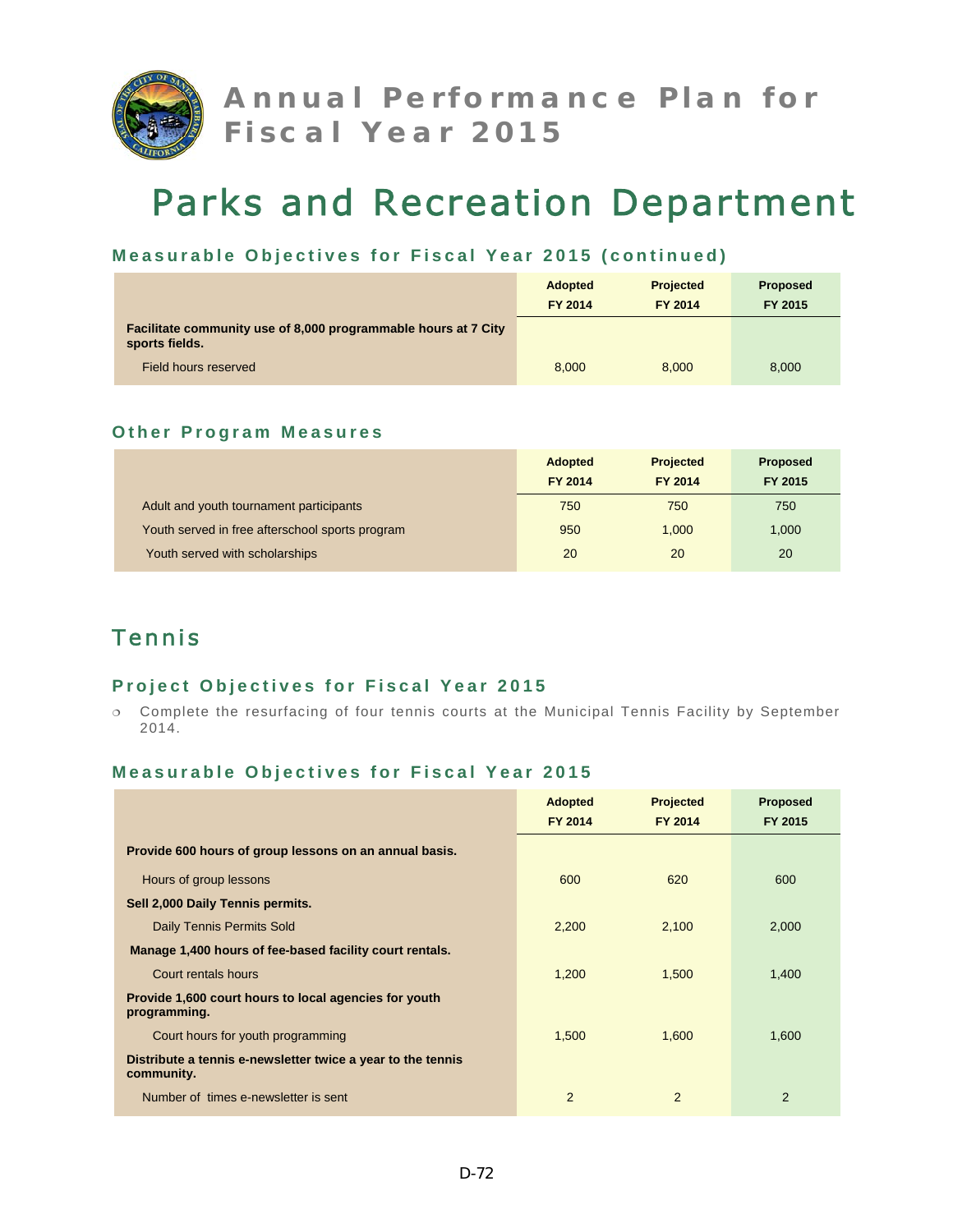# Annual Performance Plan for Fiscal Year 2015

# Parks and Recreation Department

### Measurable Objectives for Fiscal Year 2015 (continued)

| | Adopted FY 2014 | Projected FY 2014 | Proposed FY 2015 |
|---|---|---|---|
| **Facilitate community use of 8,000 programmable hours at 7 City sports fields.** | | | |
| Field hours reserved | 8,000 | 8,000 | 8,000 |

### Other Program Measures

| | Adopted FY 2014 | Projected FY 2014 | Proposed FY 2015 |
|---|---|---|---|
| Adult and youth tournament participants | 750 | 750 | 750 |
| Youth served in free afterschool sports program | 950 | 1,000 | 1,000 |
| Youth served with scholarships | 20 | 20 | 20 |

## Tennis

### Project Objectives for Fiscal Year 2015

- Complete the resurfacing of four tennis courts at the Municipal Tennis Facility by September 2014.

### Measurable Objectives for Fiscal Year 2015

| | Adopted FY 2014 | Projected FY 2014 | Proposed FY 2015 |
|---|---|---|---|
| **Provide 600 hours of group lessons on an annual basis.** | | | |
| Hours of group lessons | 600 | 620 | 600 |
| **Sell 2,000 Daily Tennis permits.** | | | |
| Daily Tennis Permits Sold | 2,200 | 2,100 | 2,000 |
| **Manage 1,400 hours of fee-based facility court rentals.** | | | |
| Court rentals hours | 1,200 | 1,500 | 1,400 |
| **Provide 1,600 court hours to local agencies for youth programming.** | | | |
| Court hours for youth programming | 1,500 | 1,600 | 1,600 |
| **Distribute a tennis e-newsletter twice a year to the tennis community.** | | | |
| Number of times e-newsletter is sent | 2 | 2 | 2 |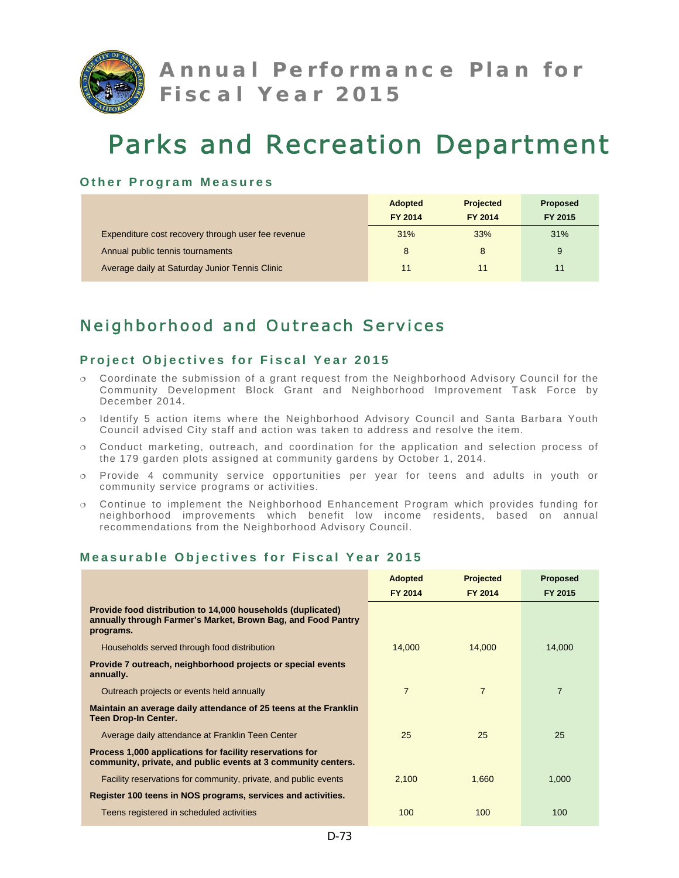# Annual Performance Plan for Fiscal Year 2015

# Parks and Recreation Department

### Other Program Measures

| | Adopted FY 2014 | Projected FY 2014 | Proposed FY 2015 |
|---|---|---|---|
| Expenditure cost recovery through user fee revenue | 31% | 33% | 31% |
| Annual public tennis tournaments | 8 | 8 | 9 |
| Average daily at Saturday Junior Tennis Clinic | 11 | 11 | 11 |

## Neighborhood and Outreach Services

### Project Objectives for Fiscal Year 2015

- Coordinate the submission of a grant request from the Neighborhood Advisory Council for the Community Development Block Grant and Neighborhood Improvement Task Force by December 2014.
- Identify 5 action items where the Neighborhood Advisory Council and Santa Barbara Youth Council advised City staff and action was taken to address and resolve the item.
- Conduct marketing, outreach, and coordination for the application and selection process of the 179 garden plots assigned at community gardens by October 1, 2014.
- Provide 4 community service opportunities per year for teens and adults in youth or community service programs or activities.
- Continue to implement the Neighborhood Enhancement Program which provides funding for neighborhood improvements which benefit low income residents, based on annual recommendations from the Neighborhood Advisory Council.

### Measurable Objectives for Fiscal Year 2015

| | Adopted FY 2014 | Projected FY 2014 | Proposed FY 2015 |
|---|---|---|---|
| **Provide food distribution to 14,000 households (duplicated) annually through Farmer's Market, Brown Bag, and Food Pantry programs.** | | | |
| Households served through food distribution | 14,000 | 14,000 | 14,000 |
| **Provide 7 outreach, neighborhood projects or special events annually.** | | | |
| Outreach projects or events held annually | 7 | 7 | 7 |
| **Maintain an average daily attendance of 25 teens at the Franklin Teen Drop-In Center.** | | | |
| Average daily attendance at Franklin Teen Center | 25 | 25 | 25 |
| **Process 1,000 applications for facility reservations for community, private, and public events at 3 community centers.** | | | |
| Facility reservations for community, private, and public events | 2,100 | 1,660 | 1,000 |
| **Register 100 teens in NOS programs, services and activities.** | | | |
| Teens registered in scheduled activities | 100 | 100 | 100 |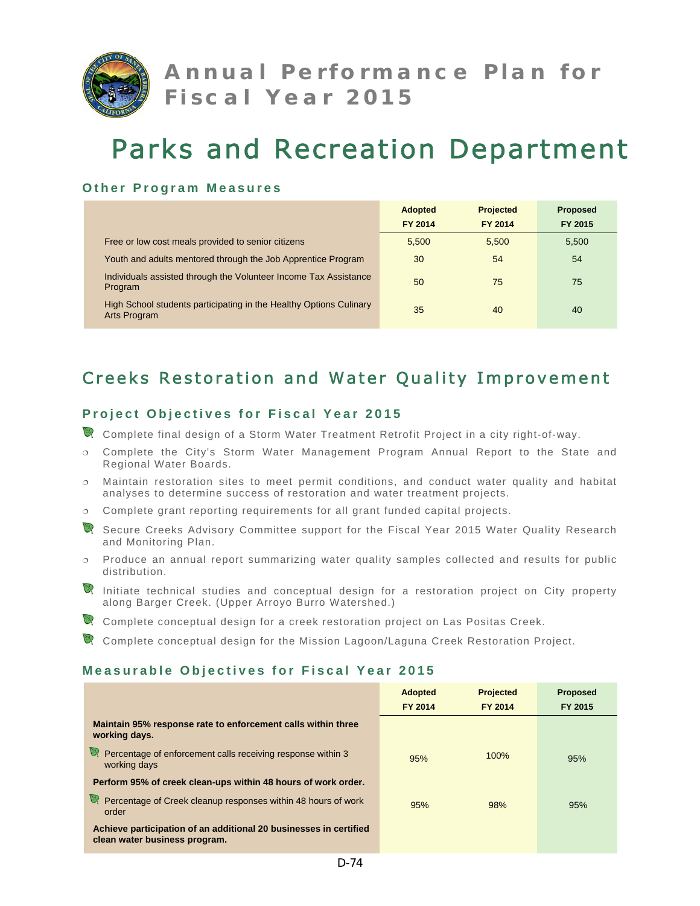# Annual Performance Plan for Fiscal Year 2015

# Parks and Recreation Department

### Other Program Measures

| | Adopted FY 2014 | Projected FY 2014 | Proposed FY 2015 |
|---|---|---|---|
| Free or low cost meals provided to senior citizens | 5,500 | 5,500 | 5,500 |
| Youth and adults mentored through the Job Apprentice Program | 30 | 54 | 54 |
| Individuals assisted through the Volunteer Income Tax Assistance Program | 50 | 75 | 75 |
| High School students participating in the Healthy Options Culinary Arts Program | 35 | 40 | 40 |

## Creeks Restoration and Water Quality Improvement

### Project Objectives for Fiscal Year 2015

- Complete final design of a Storm Water Treatment Retrofit Project in a city right-of-way.
- Complete the City's Storm Water Management Program Annual Report to the State and Regional Water Boards.
- Maintain restoration sites to meet permit conditions, and conduct water quality and habitat analyses to determine success of restoration and water treatment projects.
- Complete grant reporting requirements for all grant funded capital projects.
- Secure Creeks Advisory Committee support for the Fiscal Year 2015 Water Quality Research and Monitoring Plan.
- Produce an annual report summarizing water quality samples collected and results for public distribution.
- Initiate technical studies and conceptual design for a restoration project on City property along Barger Creek. (Upper Arroyo Burro Watershed.)
- Complete conceptual design for a creek restoration project on Las Positas Creek.
- Complete conceptual design for the Mission Lagoon/Laguna Creek Restoration Project.

### Measurable Objectives for Fiscal Year 2015

| | Adopted FY 2014 | Projected FY 2014 | Proposed FY 2015 |
|---|---|---|---|
| **Maintain 95% response rate to enforcement calls within three working days.** | | | |
| Percentage of enforcement calls receiving response within 3 working days | 95% | 100% | 95% |
| **Perform 95% of creek clean-ups within 48 hours of work order.** | | | |
| Percentage of Creek cleanup responses within 48 hours of work order | 95% | 98% | 95% |
| **Achieve participation of an additional 20 businesses in certified clean water business program.** | | | |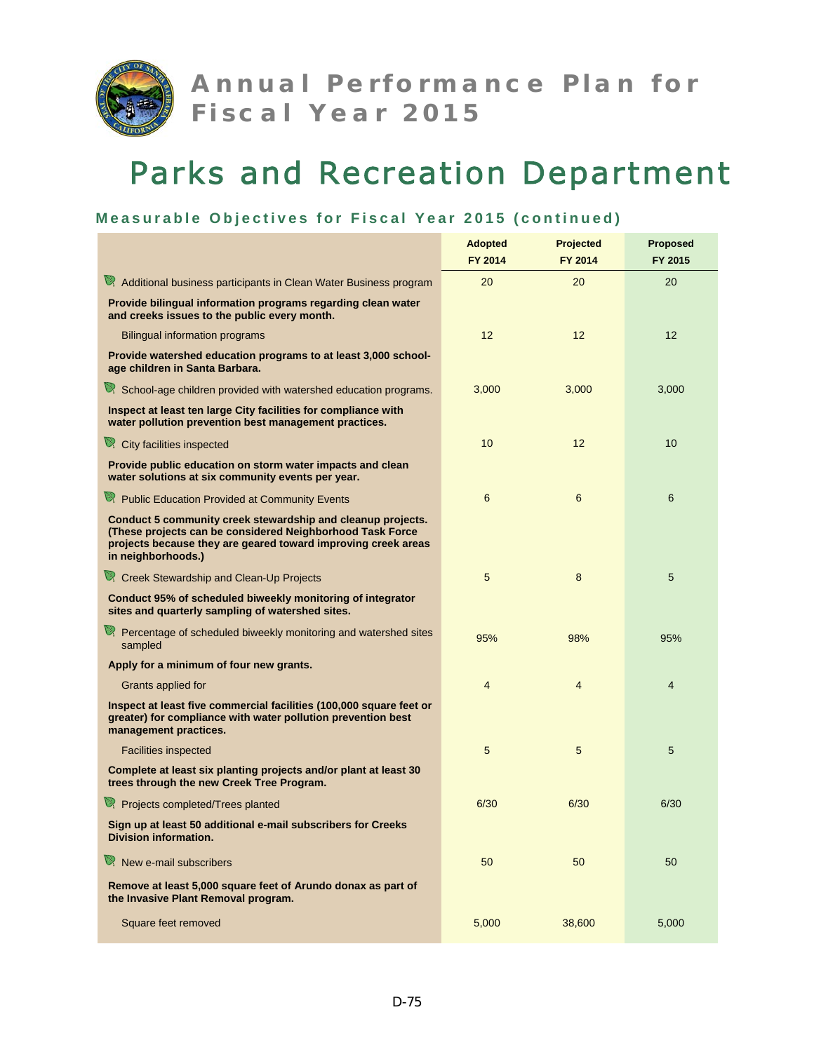# Annual Performance Plan for Fiscal Year 2015

# Parks and Recreation Department

### Measurable Objectives for Fiscal Year 2015 (continued)

| | Adopted FY 2014 | Projected FY 2014 | Proposed FY 2015 |
|---|---|---|---|
| Additional business participants in Clean Water Business program | 20 | 20 | 20 |
| **Provide bilingual information programs regarding clean water and creeks issues to the public every month.** | | | |
| Bilingual information programs | 12 | 12 | 12 |
| **Provide watershed education programs to at least 3,000 school-age children in Santa Barbara.** | | | |
| School-age children provided with watershed education programs. | 3,000 | 3,000 | 3,000 |
| **Inspect at least ten large City facilities for compliance with water pollution prevention best management practices.** | | | |
| City facilities inspected | 10 | 12 | 10 |
| **Provide public education on storm water impacts and clean water solutions at six community events per year.** | | | |
| Public Education Provided at Community Events | 6 | 6 | 6 |
| **Conduct 5 community creek stewardship and cleanup projects. (These projects can be considered Neighborhood Task Force projects because they are geared toward improving creek areas in neighborhoods.)** | | | |
| Creek Stewardship and Clean-Up Projects | 5 | 8 | 5 |
| **Conduct 95% of scheduled biweekly monitoring of integrator sites and quarterly sampling of watershed sites.** | | | |
| Percentage of scheduled biweekly monitoring and watershed sites sampled | 95% | 98% | 95% |
| **Apply for a minimum of four new grants.** | | | |
| Grants applied for | 4 | 4 | 4 |
| **Inspect at least five commercial facilities (100,000 square feet or greater) for compliance with water pollution prevention best management practices.** | | | |
| Facilities inspected | 5 | 5 | 5 |
| **Complete at least six planting projects and/or plant at least 30 trees through the new Creek Tree Program.** | | | |
| Projects completed/Trees planted | 6/30 | 6/30 | 6/30 |
| **Sign up at least 50 additional e-mail subscribers for Creeks Division information.** | | | |
| New e-mail subscribers | 50 | 50 | 50 |
| **Remove at least 5,000 square feet of Arundo donax as part of the Invasive Plant Removal program.** | | | |
| Square feet removed | 5,000 | 38,600 | 5,000 |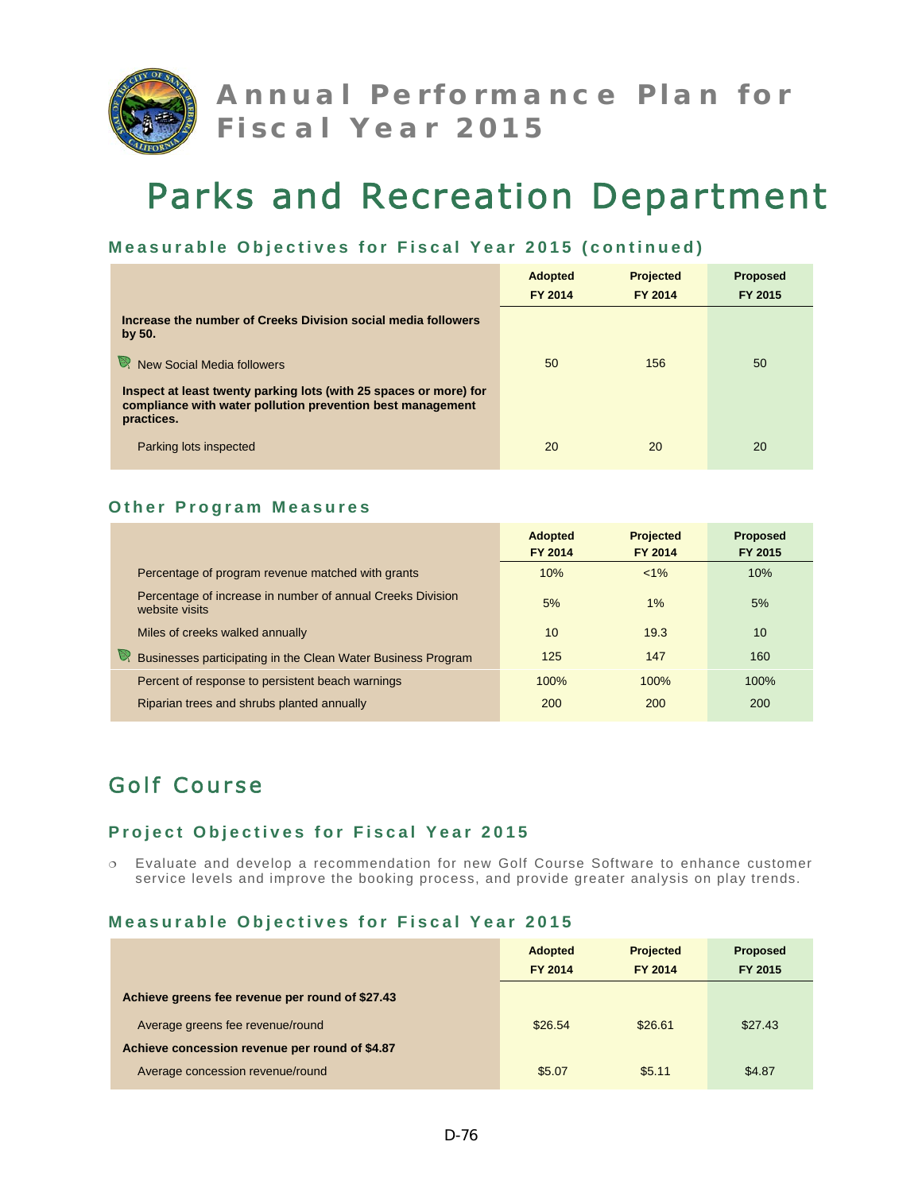# Annual Performance Plan for Fiscal Year 2015

# Parks and Recreation Department

### Measurable Objectives for Fiscal Year 2015 (continued)

| | Adopted FY 2014 | Projected FY 2014 | Proposed FY 2015 |
|---|---|---|---|
| **Increase the number of Creeks Division social media followers by 50.** | | | |
| New Social Media followers | 50 | 156 | 50 |
| **Inspect at least twenty parking lots (with 25 spaces or more) for compliance with water pollution prevention best management practices.** | | | |
| Parking lots inspected | 20 | 20 | 20 |

### Other Program Measures

| | Adopted FY 2014 | Projected FY 2014 | Proposed FY 2015 |
|---|---|---|---|
| Percentage of program revenue matched with grants | 10% | <1% | 10% |
| Percentage of increase in number of annual Creeks Division website visits | 5% | 1% | 5% |
| Miles of creeks walked annually | 10 | 19.3 | 10 |
| Businesses participating in the Clean Water Business Program | 125 | 147 | 160 |
| Percent of response to persistent beach warnings | 100% | 100% | 100% |
| Riparian trees and shrubs planted annually | 200 | 200 | 200 |

## Golf Course

### Project Objectives for Fiscal Year 2015

- Evaluate and develop a recommendation for new Golf Course Software to enhance customer service levels and improve the booking process, and provide greater analysis on play trends.

### Measurable Objectives for Fiscal Year 2015

| | Adopted FY 2014 | Projected FY 2014 | Proposed FY 2015 |
|---|---|---|---|
| **Achieve greens fee revenue per round of $27.43** | | | |
| Average greens fee revenue/round | $26.54 | $26.61 | $27.43 |
| **Achieve concession revenue per round of $4.87** | | | |
| Average concession revenue/round | $5.07 | $5.11 | $4.87 |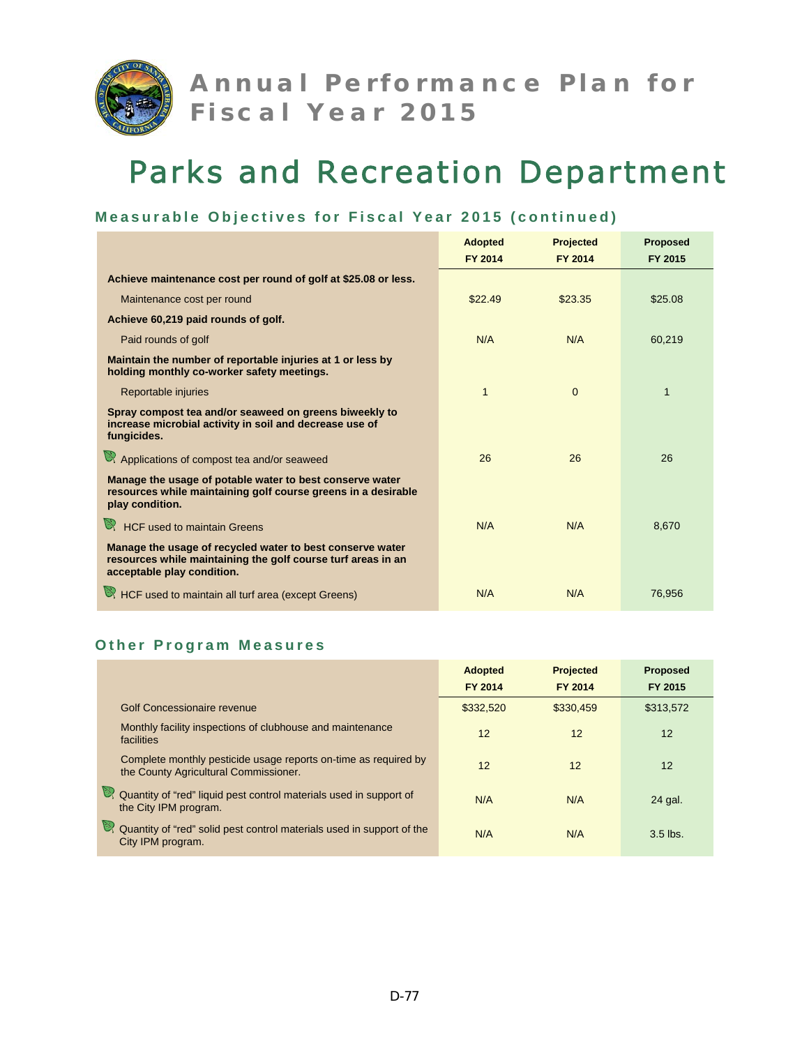# Annual Performance Plan for Fiscal Year 2015

# Parks and Recreation Department

## Measurable Objectives for Fiscal Year 2015 (continued)

| | Adopted FY 2014 | Projected FY 2014 | Proposed FY 2015 |
|---|---|---|---|
| **Achieve maintenance cost per round of golf at $25.08 or less.** | | | |
| Maintenance cost per round | $22.49 | $23.35 | $25.08 |
| **Achieve 60,219 paid rounds of golf.** | | | |
| Paid rounds of golf | N/A | N/A | 60,219 |
| **Maintain the number of reportable injuries at 1 or less by holding monthly co-worker safety meetings.** | | | |
| Reportable injuries | 1 | 0 | 1 |
| **Spray compost tea and/or seaweed on greens biweekly to increase microbial activity in soil and decrease use of fungicides.** | | | |
| Applications of compost tea and/or seaweed | 26 | 26 | 26 |
| **Manage the usage of potable water to best conserve water resources while maintaining golf course greens in a desirable play condition.** | | | |
| HCF used to maintain Greens | N/A | N/A | 8,670 |
| **Manage the usage of recycled water to best conserve water resources while maintaining the golf course turf areas in an acceptable play condition.** | | | |
| HCF used to maintain all turf area (except Greens) | N/A | N/A | 76,956 |

## Other Program Measures

| | Adopted FY 2014 | Projected FY 2014 | Proposed FY 2015 |
|---|---|---|---|
| Golf Concessionaire revenue | $332,520 | $330,459 | $313,572 |
| Monthly facility inspections of clubhouse and maintenance facilities | 12 | 12 | 12 |
| Complete monthly pesticide usage reports on-time as required by the County Agricultural Commissioner. | 12 | 12 | 12 |
| Quantity of "red" liquid pest control materials used in support of the City IPM program. | N/A | N/A | 24 gal. |
| Quantity of "red" solid pest control materials used in support of the City IPM program. | N/A | N/A | 3.5 lbs. |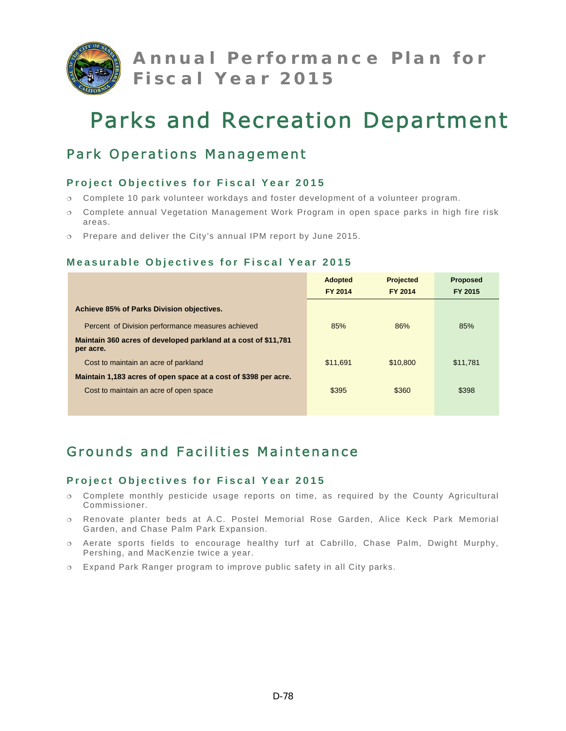# Annual Performance Plan for Fiscal Year 2015

# Parks and Recreation Department

## Park Operations Management

### Project Objectives for Fiscal Year 2015

- Complete 10 park volunteer workdays and foster development of a volunteer program.
- Complete annual Vegetation Management Work Program in open space parks in high fire risk areas.
- Prepare and deliver the City's annual IPM report by June 2015.

### Measurable Objectives for Fiscal Year 2015

| | Adopted FY 2014 | Projected FY 2014 | Proposed FY 2015 |
|---|---|---|---|
| **Achieve 85% of Parks Division objectives.** | | | |
| Percent of Division performance measures achieved | 85% | 86% | 85% |
| **Maintain 360 acres of developed parkland at a cost of $11,781 per acre.** | | | |
| Cost to maintain an acre of parkland | $11,691 | $10,800 | $11,781 |
| **Maintain 1,183 acres of open space at a cost of $398 per acre.** | | | |
| Cost to maintain an acre of open space | $395 | $360 | $398 |

## Grounds and Facilities Maintenance

### Project Objectives for Fiscal Year 2015

- Complete monthly pesticide usage reports on time, as required by the County Agricultural Commissioner.
- Renovate planter beds at A.C. Postel Memorial Rose Garden, Alice Keck Park Memorial Garden, and Chase Palm Park Expansion.
- Aerate sports fields to encourage healthy turf at Cabrillo, Chase Palm, Dwight Murphy, Pershing, and MacKenzie twice a year.
- Expand Park Ranger program to improve public safety in all City parks.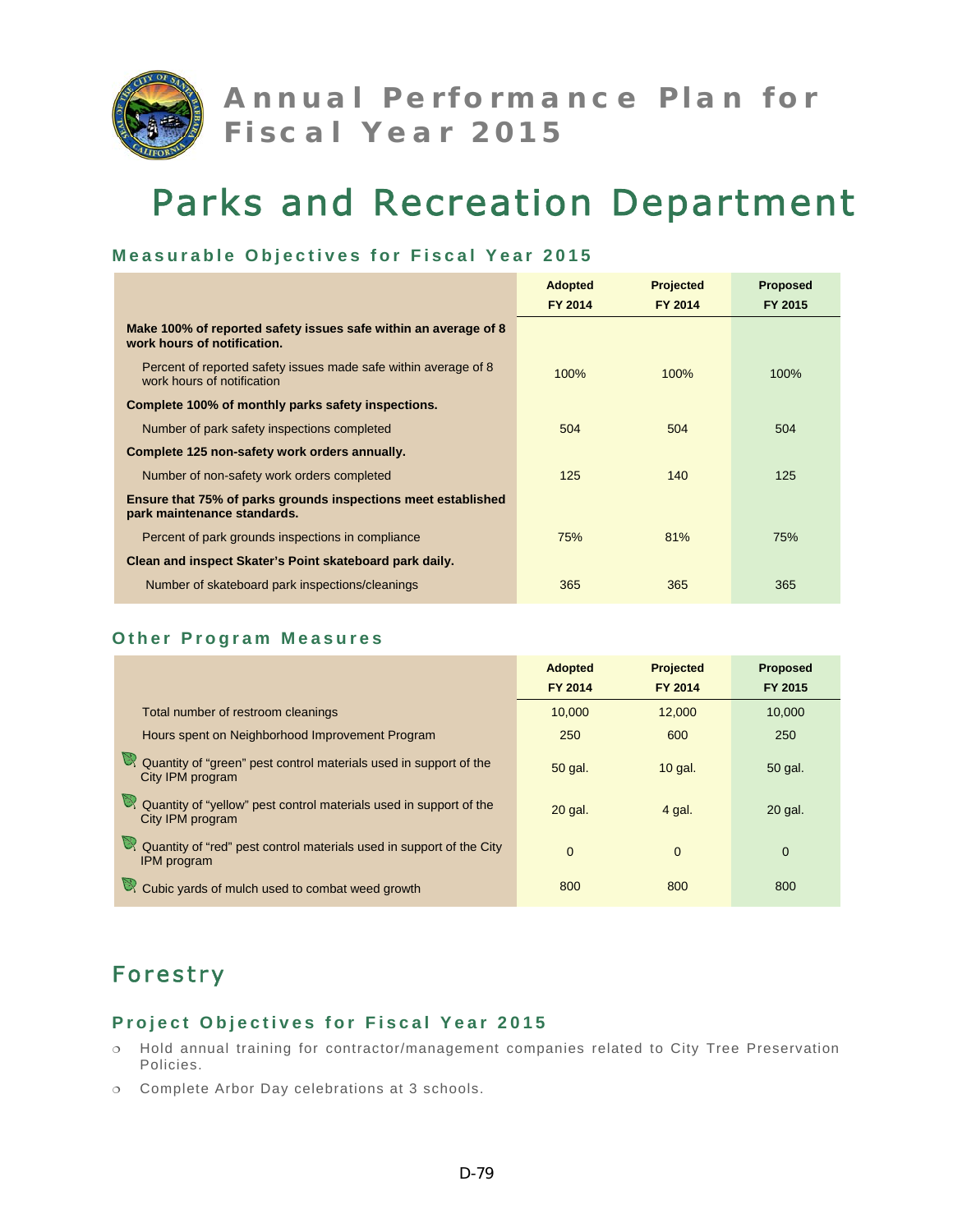# Annual Performance Plan for Fiscal Year 2015

# Parks and Recreation Department

### Measurable Objectives for Fiscal Year 2015

| | Adopted FY 2014 | Projected FY 2014 | Proposed FY 2015 |
|---|---|---|---|
| **Make 100% of reported safety issues safe within an average of 8 work hours of notification.** | | | |
| Percent of reported safety issues made safe within average of 8 work hours of notification | 100% | 100% | 100% |
| **Complete 100% of monthly parks safety inspections.** | | | |
| Number of park safety inspections completed | 504 | 504 | 504 |
| **Complete 125 non-safety work orders annually.** | | | |
| Number of non-safety work orders completed | 125 | 140 | 125 |
| **Ensure that 75% of parks grounds inspections meet established park maintenance standards.** | | | |
| Percent of park grounds inspections in compliance | 75% | 81% | 75% |
| **Clean and inspect Skater's Point skateboard park daily.** | | | |
| Number of skateboard park inspections/cleanings | 365 | 365 | 365 |

### Other Program Measures

| | Adopted FY 2014 | Projected FY 2014 | Proposed FY 2015 |
|---|---|---|---|
| Total number of restroom cleanings | 10,000 | 12,000 | 10,000 |
| Hours spent on Neighborhood Improvement Program | 250 | 600 | 250 |
| Quantity of "green" pest control materials used in support of the City IPM program | 50 gal. | 10 gal. | 50 gal. |
| Quantity of "yellow" pest control materials used in support of the City IPM program | 20 gal. | 4 gal. | 20 gal. |
| Quantity of "red" pest control materials used in support of the City IPM program | 0 | 0 | 0 |
| Cubic yards of mulch used to combat weed growth | 800 | 800 | 800 |

## Forestry

### Project Objectives for Fiscal Year 2015

- Hold annual training for contractor/management companies related to City Tree Preservation Policies.
- Complete Arbor Day celebrations at 3 schools.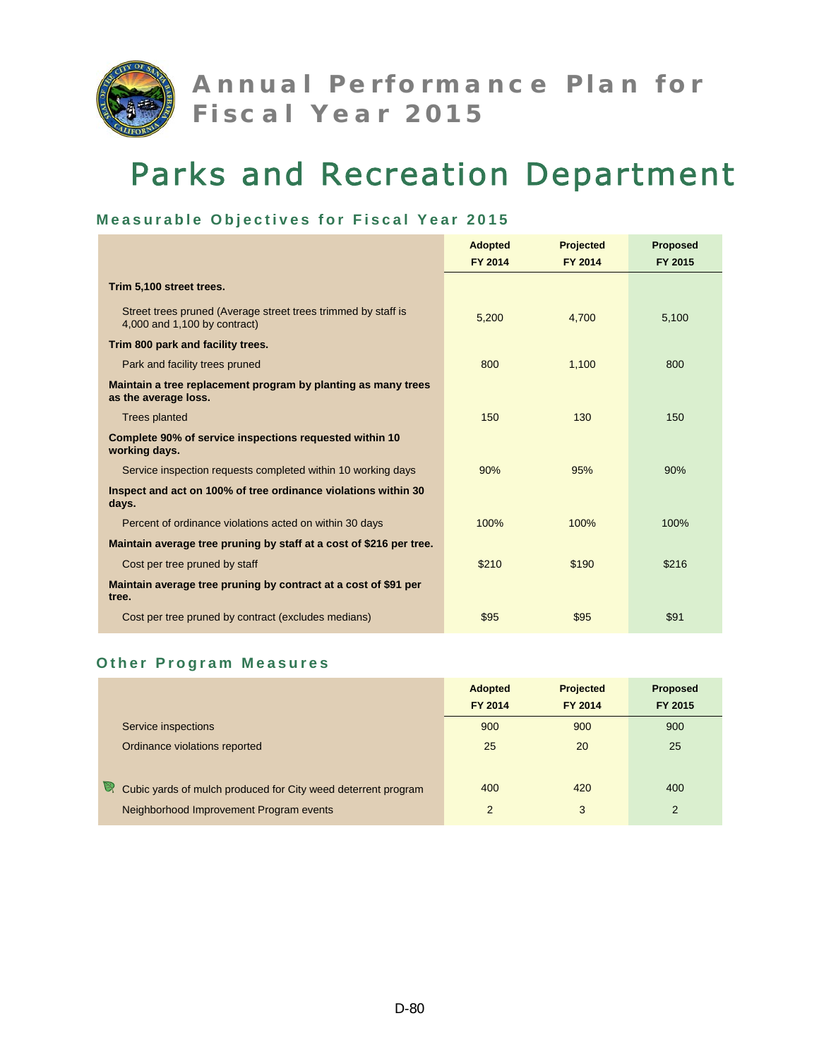# Annual Performance Plan for Fiscal Year 2015

# Parks and Recreation Department

### Measurable Objectives for Fiscal Year 2015

| | Adopted FY 2014 | Projected FY 2014 | Proposed FY 2015 |
|---|---|---|---|
| **Trim 5,100 street trees.** | | | |
| Street trees pruned (Average street trees trimmed by staff is 4,000 and 1,100 by contract) | 5,200 | 4,700 | 5,100 |
| **Trim 800 park and facility trees.** | | | |
| Park and facility trees pruned | 800 | 1,100 | 800 |
| **Maintain a tree replacement program by planting as many trees as the average loss.** | | | |
| Trees planted | 150 | 130 | 150 |
| **Complete 90% of service inspections requested within 10 working days.** | | | |
| Service inspection requests completed within 10 working days | 90% | 95% | 90% |
| **Inspect and act on 100% of tree ordinance violations within 30 days.** | | | |
| Percent of ordinance violations acted on within 30 days | 100% | 100% | 100% |
| **Maintain average tree pruning by staff at a cost of $216 per tree.** | | | |
| Cost per tree pruned by staff | $210 | $190 | $216 |
| **Maintain average tree pruning by contract at a cost of $91 per tree.** | | | |
| Cost per tree pruned by contract (excludes medians) | $95 | $95 | $91 |

### Other Program Measures

| | Adopted FY 2014 | Projected FY 2014 | Proposed FY 2015 |
|---|---|---|---|
| Service inspections | 900 | 900 | 900 |
| Ordinance violations reported | 25 | 20 | 25 |
| Cubic yards of mulch produced for City weed deterrent program | 400 | 420 | 400 |
| Neighborhood Improvement Program events | 2 | 3 | 2 |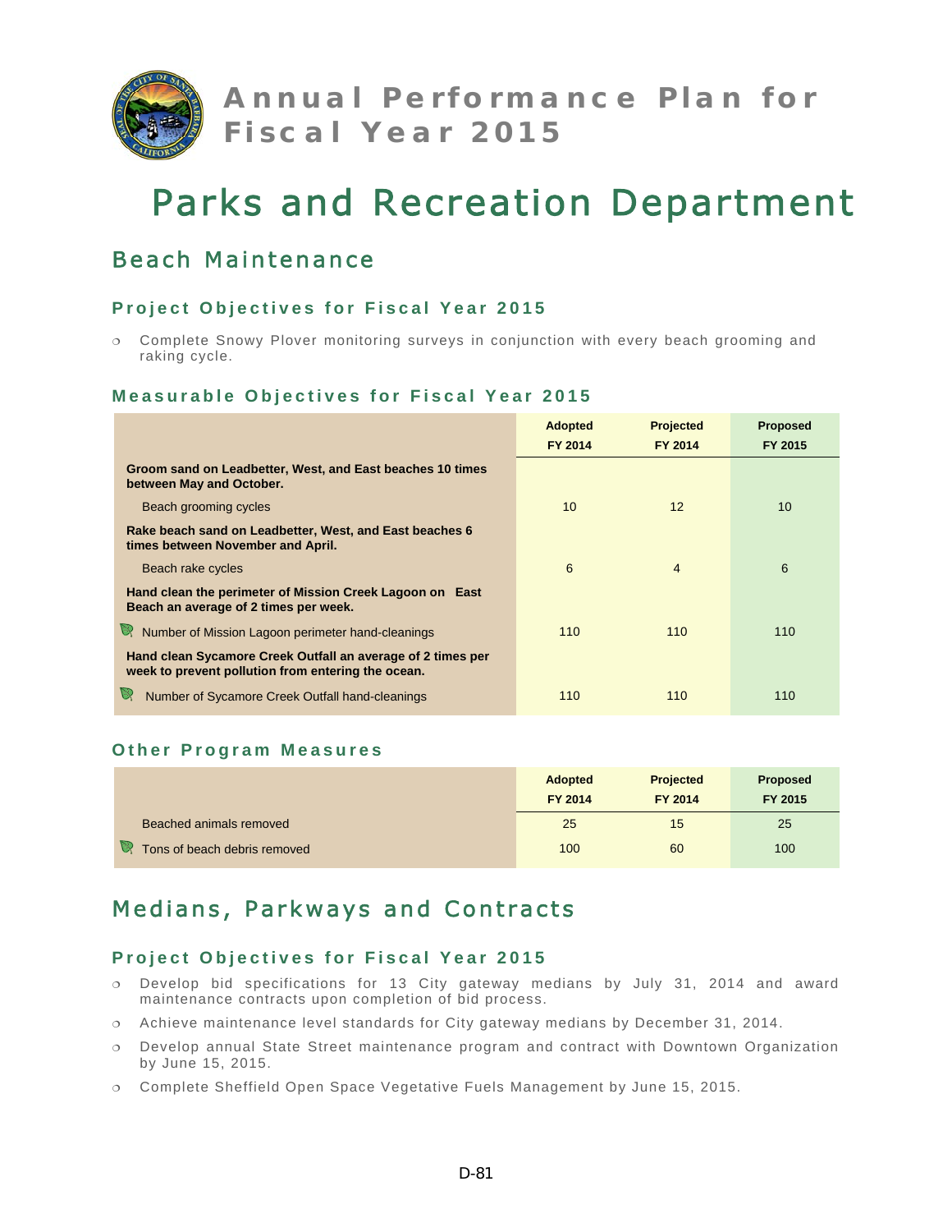# Annual Performance Plan for Fiscal Year 2015

# Parks and Recreation Department

## Beach Maintenance

### Project Objectives for Fiscal Year 2015

- Complete Snowy Plover monitoring surveys in conjunction with every beach grooming and raking cycle.

### Measurable Objectives for Fiscal Year 2015

| | Adopted FY 2014 | Projected FY 2014 | Proposed FY 2015 |
|---|---|---|---|
| **Groom sand on Leadbetter, West, and East beaches 10 times between May and October.** | | | |
| Beach grooming cycles | 10 | 12 | 10 |
| **Rake beach sand on Leadbetter, West, and East beaches 6 times between November and April.** | | | |
| Beach rake cycles | 6 | 4 | 6 |
| **Hand clean the perimeter of Mission Creek Lagoon on East Beach an average of 2 times per week.** | | | |
| Number of Mission Lagoon perimeter hand-cleanings | 110 | 110 | 110 |
| **Hand clean Sycamore Creek Outfall an average of 2 times per week to prevent pollution from entering the ocean.** | | | |
| Number of Sycamore Creek Outfall hand-cleanings | 110 | 110 | 110 |

### Other Program Measures

| | Adopted FY 2014 | Projected FY 2014 | Proposed FY 2015 |
|---|---|---|---|
| Beached animals removed | 25 | 15 | 25 |
| Tons of beach debris removed | 100 | 60 | 100 |

## Medians, Parkways and Contracts

### Project Objectives for Fiscal Year 2015

- Develop bid specifications for 13 City gateway medians by July 31, 2014 and award maintenance contracts upon completion of bid process.
- Achieve maintenance level standards for City gateway medians by December 31, 2014.
- Develop annual State Street maintenance program and contract with Downtown Organization by June 15, 2015.
- Complete Sheffield Open Space Vegetative Fuels Management by June 15, 2015.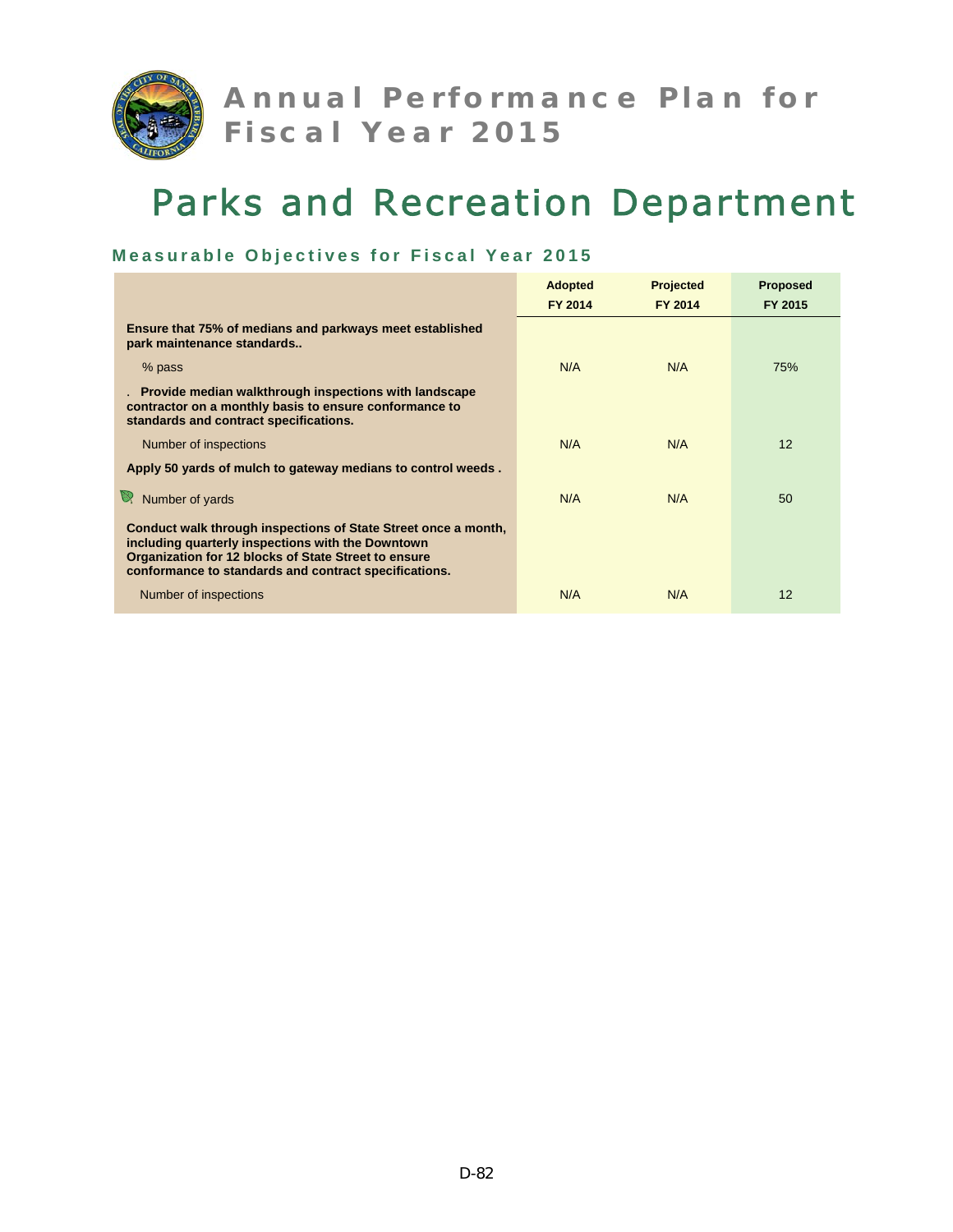# Annual Performance Plan for Fiscal Year 2015

# Parks and Recreation Department

### Measurable Objectives for Fiscal Year 2015

| | Adopted FY 2014 | Projected FY 2014 | Proposed FY 2015 |
|---|---|---|---|
| **Ensure that 75% of medians and parkways meet established park maintenance standards..** | | | |
| % pass | N/A | N/A | 75% |
| **. Provide median walkthrough inspections with landscape contractor on a monthly basis to ensure conformance to standards and contract specifications.** | | | |
| Number of inspections | N/A | N/A | 12 |
| **Apply 50 yards of mulch to gateway medians to control weeds .** | | | |
| Number of yards | N/A | N/A | 50 |
| **Conduct walk through inspections of State Street once a month, including quarterly inspections with the Downtown Organization for 12 blocks of State Street to ensure conformance to standards and contract specifications.** | | | |
| Number of inspections | N/A | N/A | 12 |